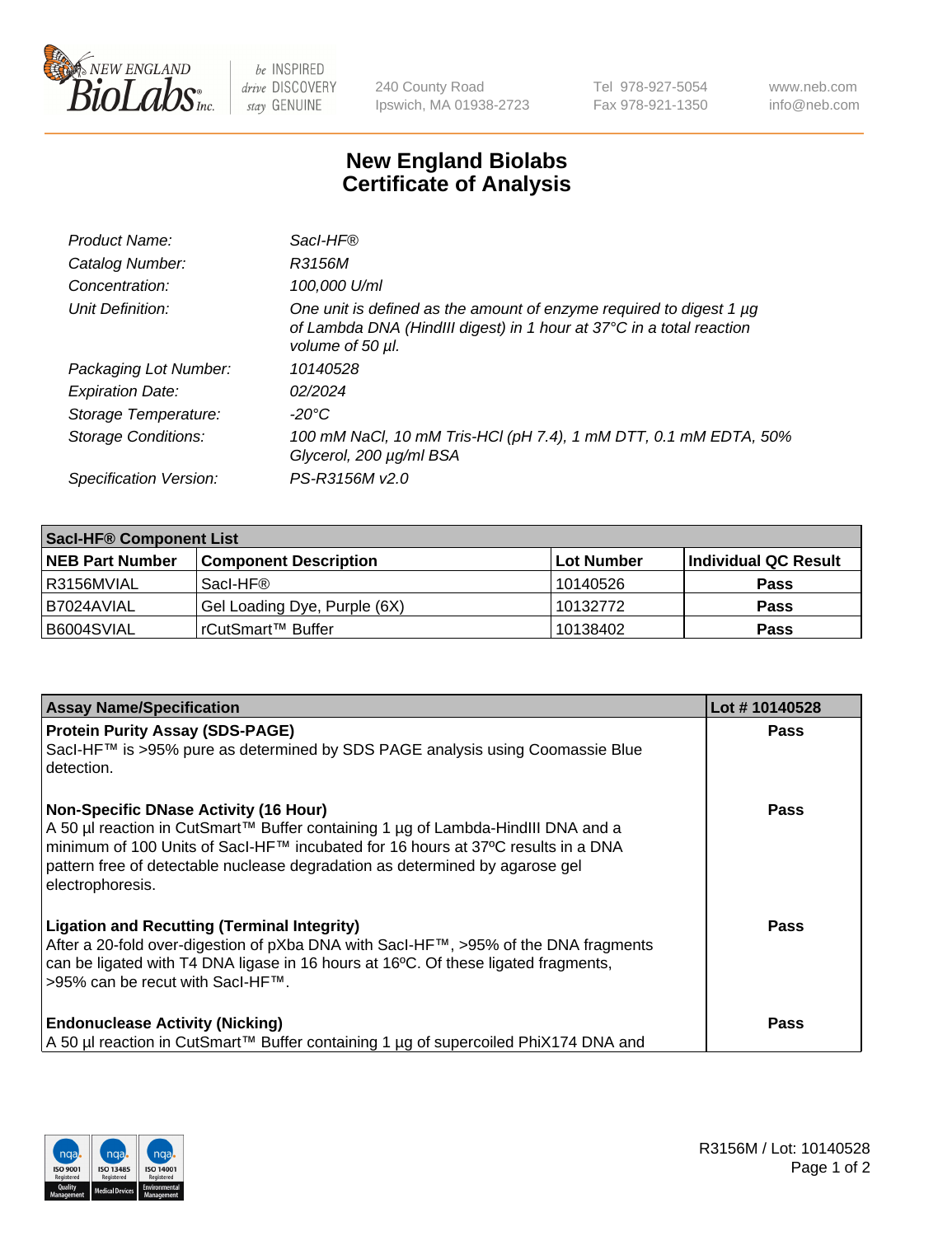# New England Biolabs Certificate of Analysis

| | |
|---|---|
| *Product Name:* | *SacI-HF®* |
| *Catalog Number:* | *R3156M* |
| *Concentration:* | *100,000 U/ml* |
| *Unit Definition:* | *One unit is defined as the amount of enzyme required to digest 1 µg of Lambda DNA (HindIII digest) in 1 hour at 37°C in a total reaction volume of 50 µl.* |
| *Packaging Lot Number:* | *10140528* |
| *Expiration Date:* | *02/2024* |
| *Storage Temperature:* | *-20°C* |
| *Storage Conditions:* | *100 mM NaCl, 10 mM Tris-HCl (pH 7.4), 1 mM DTT, 0.1 mM EDTA, 50% Glycerol, 200 µg/ml BSA* |
| *Specification Version:* | *PS-R3156M v2.0* |

| **SacI-HF® Component List** | | | |
|---|---|---|---|
| **NEB Part Number** | **Component Description** | **Lot Number** | **Individual QC Result** |
| R3156MVIAL | SacI-HF® | 10140526 | **Pass** |
| B7024AVIAL | Gel Loading Dye, Purple (6X) | 10132772 | **Pass** |
| B6004SVIAL | rCutSmart™ Buffer | 10138402 | **Pass** |

| **Assay Name/Specification** | **Lot # 10140528** |
|---|---|
| **Protein Purity Assay (SDS-PAGE)**<br>SacI-HF™ is >95% pure as determined by SDS PAGE analysis using Coomassie Blue detection. | **Pass** |
| **Non-Specific DNase Activity (16 Hour)**<br>A 50 µl reaction in CutSmart™ Buffer containing 1 µg of Lambda-HindIII DNA and a minimum of 100 Units of SacI-HF™ incubated for 16 hours at 37ºC results in a DNA pattern free of detectable nuclease degradation as determined by agarose gel electrophoresis. | **Pass** |
| **Ligation and Recutting (Terminal Integrity)**<br>After a 20-fold over-digestion of pXba DNA with SacI-HF™, >95% of the DNA fragments can be ligated with T4 DNA ligase in 16 hours at 16ºC. Of these ligated fragments, >95% can be recut with SacI-HF™. | **Pass** |
| **Endonuclease Activity (Nicking)**<br>A 50 µl reaction in CutSmart™ Buffer containing 1 µg of supercoiled PhiX174 DNA and | **Pass** |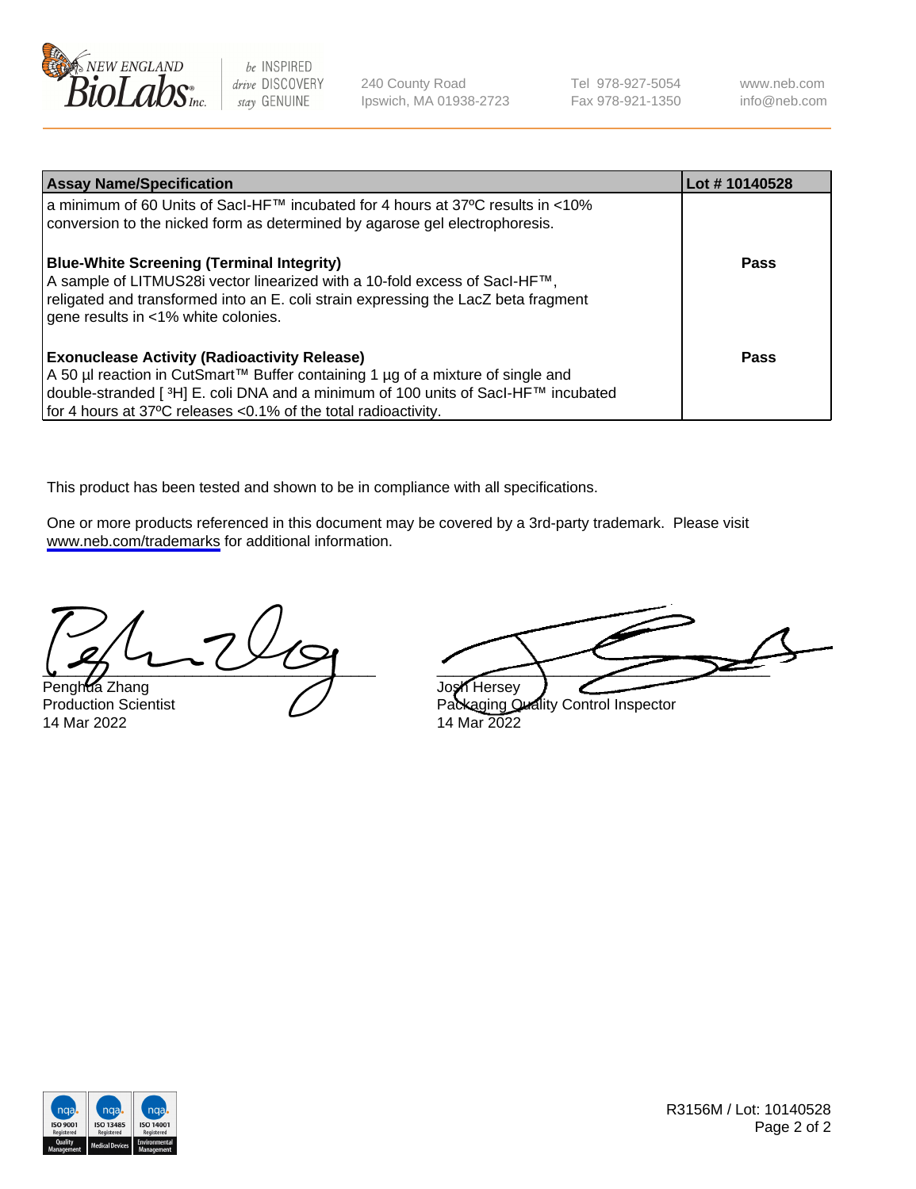240 County Road
Ipswich, MA 01938-2723

Tel 978-927-5054
Fax 978-921-1350

www.neb.com
info@neb.com

| Assay Name/Specification | Lot # 10140528 |
| --- | --- |
| a minimum of 60 Units of SacI-HF™ incubated for 4 hours at 37ºC results in <10% conversion to the nicked form as determined by agarose gel electrophoresis. | |
| **Blue-White Screening (Terminal Integrity)**<br>A sample of LITMUS28i vector linearized with a 10-fold excess of SacI-HF™, religated and transformed into an E. coli strain expressing the LacZ beta fragment gene results in <1% white colonies. | **Pass** |
| **Exonuclease Activity (Radioactivity Release)**<br>A 50 µl reaction in CutSmart™ Buffer containing 1 µg of a mixture of single and double-stranded [ $^{3}$H] E. coli DNA and a minimum of 100 units of SacI-HF™ incubated for 4 hours at 37ºC releases <0.1% of the total radioactivity. | **Pass** |

This product has been tested and shown to be in compliance with all specifications.

One or more products referenced in this document may be covered by a 3rd-party trademark. Please visit www.neb.com/trademarks for additional information.

Penghua Zhang
Production Scientist
14 Mar 2022

Josh Hersey
Packaging Quality Control Inspector
14 Mar 2022

R3156M / Lot: 10140528